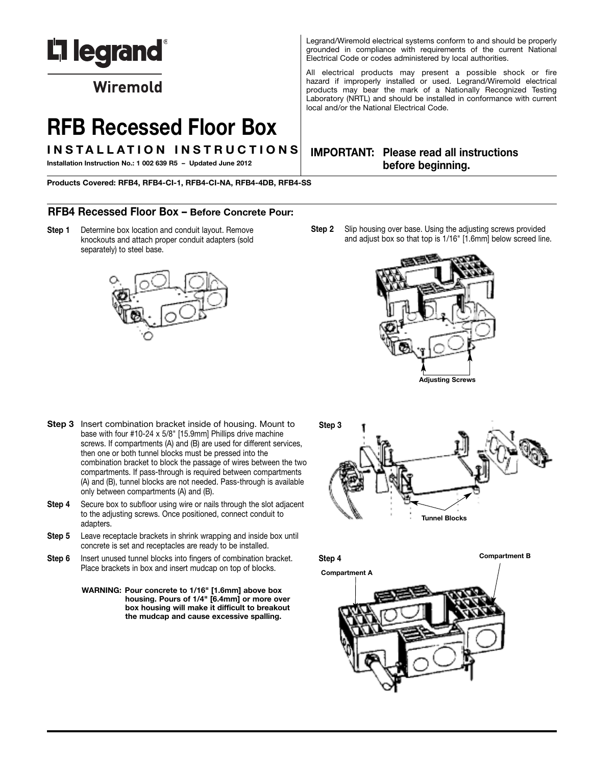# Legrand Wiremold

# RFB Recessed Floor Box

## INSTALLATION INSTRUCTIONS

**Installation Instruction No.: 1 002 639 R5 – Updated June 2012**

Legrand/Wiremold electrical systems conform to and should be properly grounded in compliance with requirements of the current National Electrical Code or codes administered by local authorities.

All electrical products may present a possible shock or fire hazard if improperly installed or used. Legrand/Wiremold electrical products may bear the mark of a Nationally Recognized Testing Laboratory (NRTL) and should be installed in conformance with current local and/or the National Electrical Code.

**IMPORTANT: Please read all instructions before beginning.**

**Products Covered: RFB4, RFB4-CI-1, RFB4-CI-NA, RFB4-4DB, RFB4-SS**

## RFB4 Recessed Floor Box – Before Concrete Pour:

**Step 1** Determine box location and conduit layout. Remove knockouts and attach proper conduit adapters (sold separately) to steel base.

**Step 2** Slip housing over base. Using the adjusting screws provided and adjust box so that top is 1/16" [1.6mm] below screed line.

Adjusting Screws

**Step 3** Insert combination bracket inside of housing. Mount to base with four #10-24 x 5/8" [15.9mm] Phillips drive machine screws. If compartments (A) and (B) are used for different services, then one or both tunnel blocks must be pressed into the combination bracket to block the passage of wires between the two compartments. If pass-through is required between compartments (A) and (B), tunnel blocks are not needed. Pass-through is available only between compartments (A) and (B).

**Step 4** Secure box to subfloor using wire or nails through the slot adjacent to the adjusting screws. Once positioned, connect conduit to adapters.

**Step 5** Leave receptacle brackets in shrink wrapping and inside box until concrete is set and receptacles are ready to be installed.

**Step 6** Insert unused tunnel blocks into fingers of combination bracket. Place brackets in box and insert mudcap on top of blocks.

**WARNING: Pour concrete to 1/16" [1.6mm] above box housing. Pours of 1/4" [6.4mm] or more over box housing will make it difficult to breakout the mudcap and cause excessive spalling.**

Step 3

Tunnel Blocks

Step 4

Compartment A

Compartment B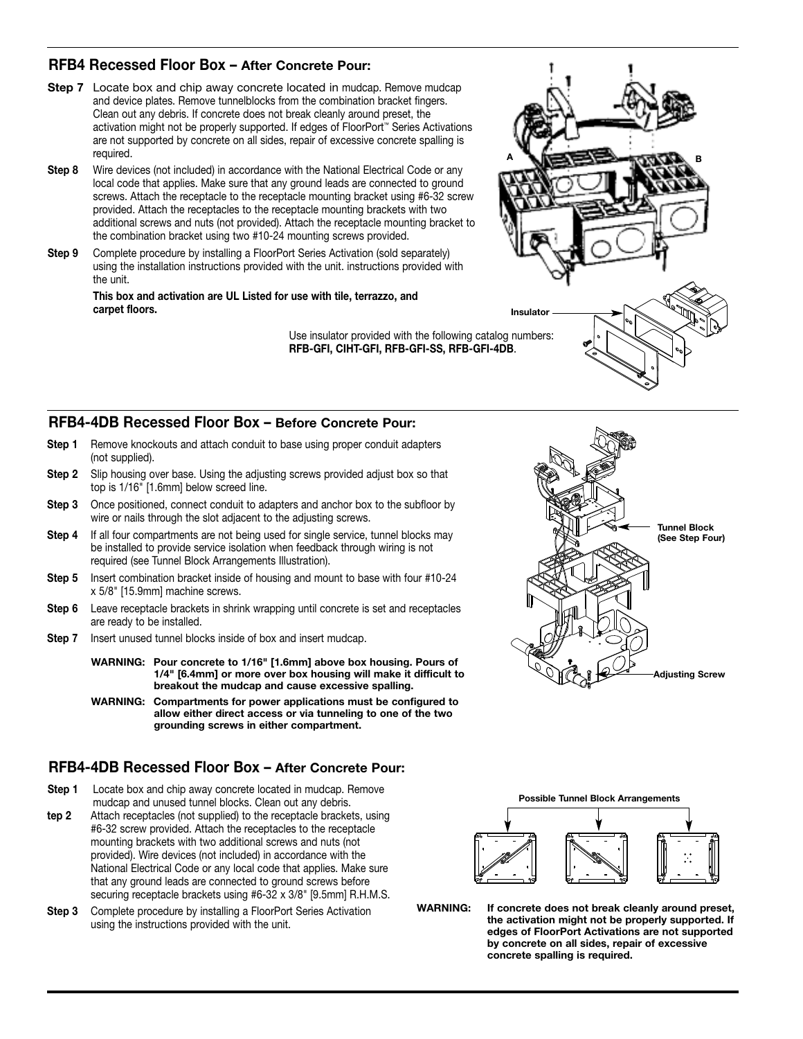## RFB4 Recessed Floor Box – After Concrete Pour:

**Step 7** Locate box and chip away concrete located in mudcap. Remove mudcap and device plates. Remove tunnelblocks from the combination bracket fingers. Clean out any debris. If concrete does not break cleanly around preset, the activation might not be properly supported. If edges of FloorPort™ Series Activations are not supported by concrete on all sides, repair of excessive concrete spalling is required.

**Step 8** Wire devices (not included) in accordance with the National Electrical Code or any local code that applies. Make sure that any ground leads are connected to ground screws. Attach the receptacle to the receptacle mounting bracket using #6-32 screw provided. Attach the receptacles to the receptacle mounting brackets with two additional screws and nuts (not provided). Attach the receptacle mounting bracket to the combination bracket using two #10-24 mounting screws provided.

**Step 9** Complete procedure by installing a FloorPort Series Activation (sold separately) using the installation instructions provided with the unit. instructions provided with the unit.

**This box and activation are UL Listed for use with tile, terrazzo, and carpet floors.**

A

B

Insulator

Use insulator provided with the following catalog numbers: **RFB-GFI, CIHT-GFI, RFB-GFI-SS, RFB-GFI-4DB**.

## RFB4-4DB Recessed Floor Box – Before Concrete Pour:

**Step 1** Remove knockouts and attach conduit to base using proper conduit adapters (not supplied).

**Step 2** Slip housing over base. Using the adjusting screws provided adjust box so that top is 1/16" [1.6mm] below screed line.

**Step 3** Once positioned, connect conduit to adapters and anchor box to the subfloor by wire or nails through the slot adjacent to the adjusting screws.

**Step 4** If all four compartments are not being used for single service, tunnel blocks may be installed to provide service isolation when feedback through wiring is not required (see Tunnel Block Arrangements Illustration).

**Step 5** Insert combination bracket inside of housing and mount to base with four #10-24 x 5/8" [15.9mm] machine screws.

**Step 6** Leave receptacle brackets in shrink wrapping until concrete is set and receptacles are ready to be installed.

**Step 7** Insert unused tunnel blocks inside of box and insert mudcap.

**WARNING: Pour concrete to 1/16" [1.6mm] above box housing. Pours of 1/4" [6.4mm] or more over box housing will make it difficult to breakout the mudcap and cause excessive spalling.**

**WARNING: Compartments for power applications must be configured to allow either direct access or via tunneling to one of the two grounding screws in either compartment.**

Tunnel Block (See Step Four)

Adjusting Screw

## RFB4-4DB Recessed Floor Box – After Concrete Pour:

**Step 1** Locate box and chip away concrete located in mudcap. Remove mudcap and unused tunnel blocks. Clean out any debris.

**tep 2** Attach receptacles (not supplied) to the receptacle brackets, using #6-32 screw provided. Attach the receptacles to the receptacle mounting brackets with two additional screws and nuts (not provided). Wire devices (not included) in accordance with the National Electrical Code or any local code that applies. Make sure that any ground leads are connected to ground screws before securing receptacle brackets using #6-32 x 3/8" [9.5mm] R.H.M.S.

**Step 3** Complete procedure by installing a FloorPort Series Activation using the instructions provided with the unit.

**Possible Tunnel Block Arrangements**

**WARNING: If concrete does not break cleanly around preset, the activation might not be properly supported. If edges of FloorPort Activations are not supported by concrete on all sides, repair of excessive concrete spalling is required.**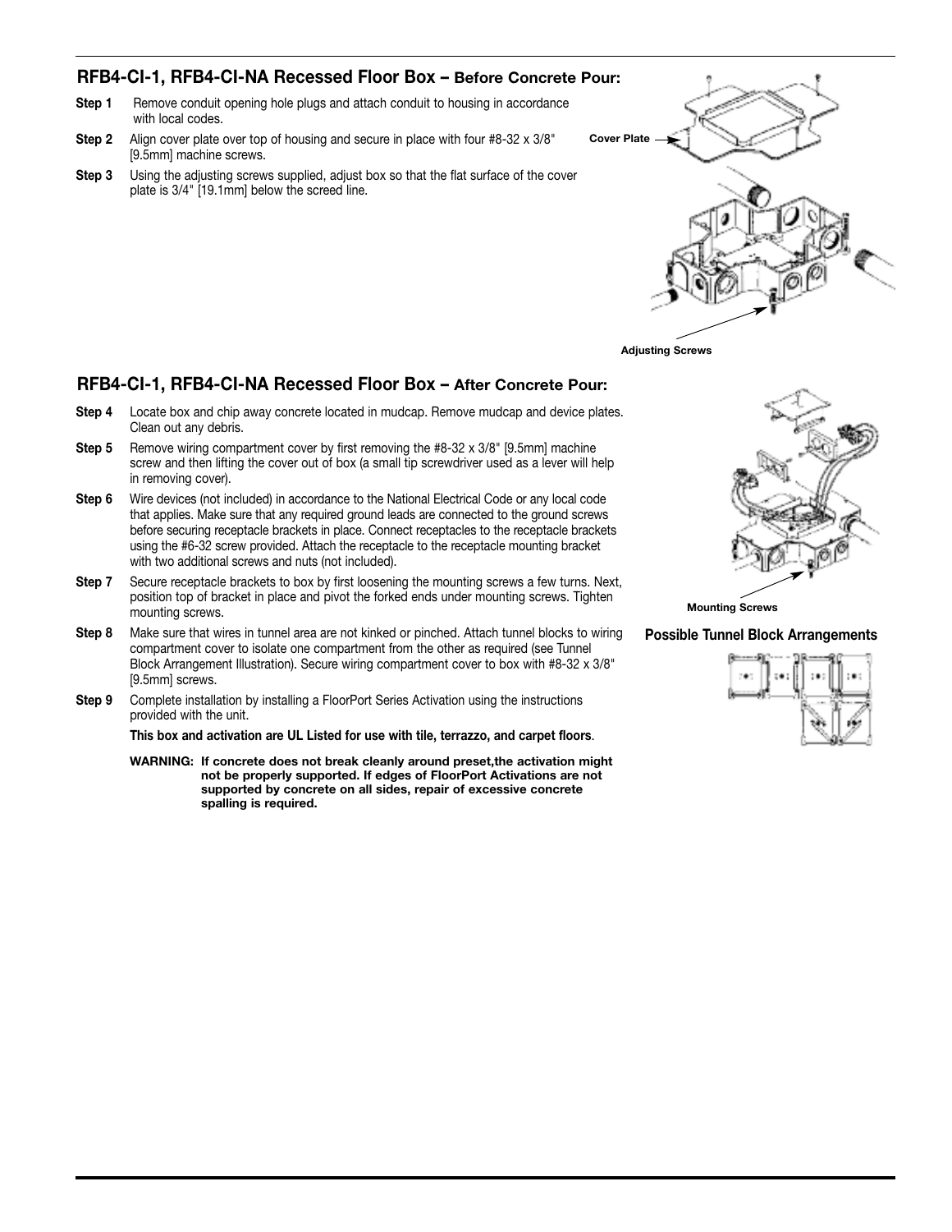## RFB4-CI-1, RFB4-CI-NA Recessed Floor Box – Before Concrete Pour:

**Step 1** Remove conduit opening hole plugs and attach conduit to housing in accordance with local codes.

**Step 2** Align cover plate over top of housing and secure in place with four #8-32 x 3/8" [9.5mm] machine screws.

**Step 3** Using the adjusting screws supplied, adjust box so that the flat surface of the cover plate is 3/4" [19.1mm] below the screed line.

Cover Plate

Adjusting Screws

## RFB4-CI-1, RFB4-CI-NA Recessed Floor Box – After Concrete Pour:

**Step 4** Locate box and chip away concrete located in mudcap. Remove mudcap and device plates. Clean out any debris.

**Step 5** Remove wiring compartment cover by first removing the #8-32 x 3/8" [9.5mm] machine screw and then lifting the cover out of box (a small tip screwdriver used as a lever will help in removing cover).

**Step 6** Wire devices (not included) in accordance to the National Electrical Code or any local code that applies. Make sure that any required ground leads are connected to the ground screws before securing receptacle brackets in place. Connect receptacles to the receptacle brackets using the #6-32 screw provided. Attach the receptacle to the receptacle mounting bracket with two additional screws and nuts (not included).

**Step 7** Secure receptacle brackets to box by first loosening the mounting screws a few turns. Next, position top of bracket in place and pivot the forked ends under mounting screws. Tighten mounting screws.

**Step 8** Make sure that wires in tunnel area are not kinked or pinched. Attach tunnel blocks to wiring compartment cover to isolate one compartment from the other as required (see Tunnel Block Arrangement Illustration). Secure wiring compartment cover to box with #8-32 x 3/8" [9.5mm] screws.

**Step 9** Complete installation by installing a FloorPort Series Activation using the instructions provided with the unit.

**This box and activation are UL Listed for use with tile, terrazzo, and carpet floors**.

**WARNING: If concrete does not break cleanly around preset,the activation might not be properly supported. If edges of FloorPort Activations are not supported by concrete on all sides, repair of excessive concrete spalling is required.**

Mounting Screws

**Possible Tunnel Block Arrangements**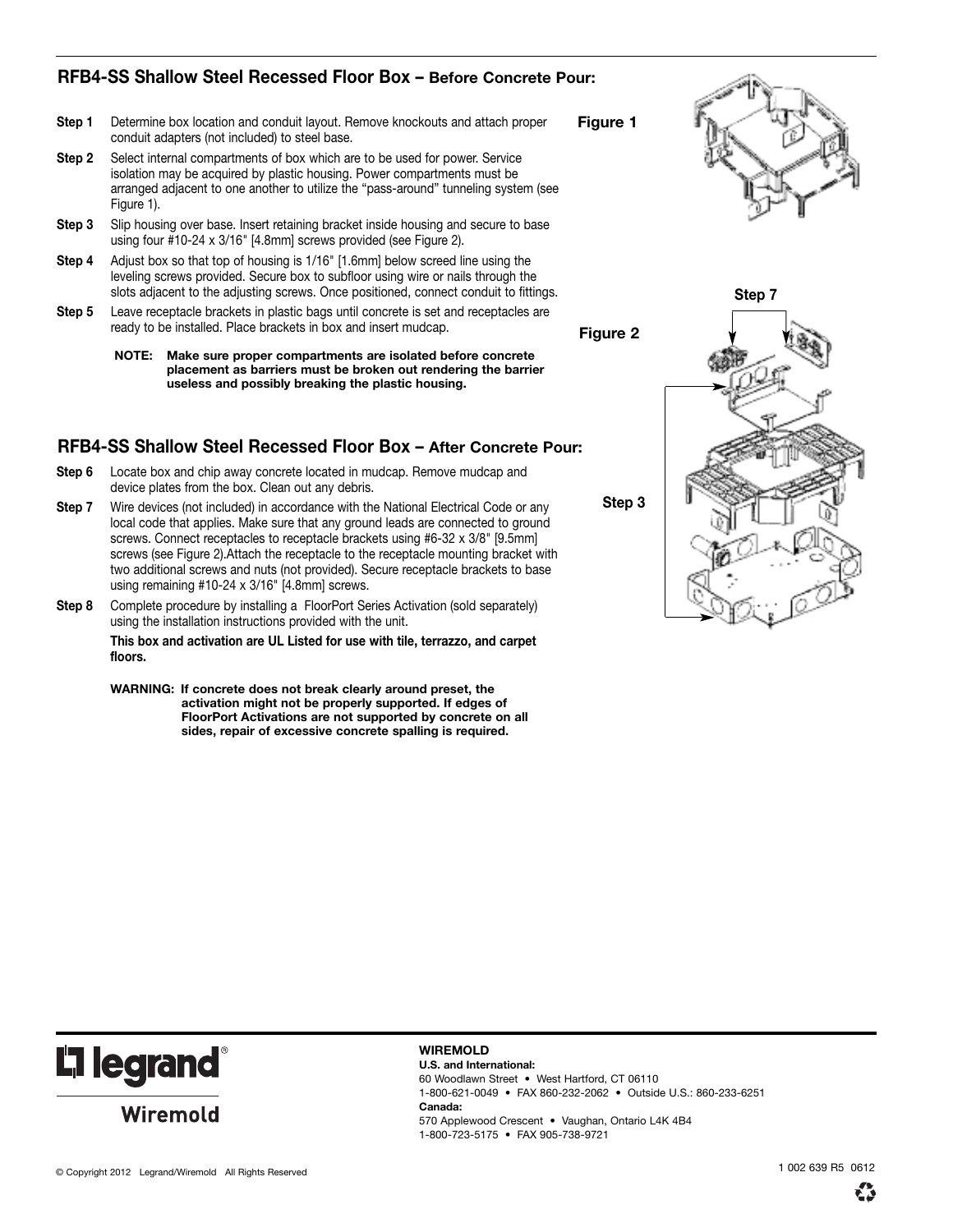## RFB4-SS Shallow Steel Recessed Floor Box – Before Concrete Pour:

**Step 1** Determine box location and conduit layout. Remove knockouts and attach proper conduit adapters (not included) to steel base.

**Step 2** Select internal compartments of box which are to be used for power. Service isolation may be acquired by plastic housing. Power compartments must be arranged adjacent to one another to utilize the "pass-around" tunneling system (see Figure 1).

**Step 3** Slip housing over base. Insert retaining bracket inside housing and secure to base using four #10-24 x 3/16" [4.8mm] screws provided (see Figure 2).

**Step 4** Adjust box so that top of housing is 1/16" [1.6mm] below screed line using the leveling screws provided. Secure box to subfloor using wire or nails through the slots adjacent to the adjusting screws. Once positioned, connect conduit to fittings.

**Step 5** Leave receptacle brackets in plastic bags until concrete is set and receptacles are ready to be installed. Place brackets in box and insert mudcap.

**NOTE: Make sure proper compartments are isolated before concrete placement as barriers must be broken out rendering the barrier useless and possibly breaking the plastic housing.**

Figure 1

Figure 2

Step 7

Step 3

## RFB4-SS Shallow Steel Recessed Floor Box – After Concrete Pour:

**Step 6** Locate box and chip away concrete located in mudcap. Remove mudcap and device plates from the box. Clean out any debris.

**Step 7** Wire devices (not included) in accordance with the National Electrical Code or any local code that applies. Make sure that any ground leads are connected to ground screws. Connect receptacles to receptacle brackets using #6-32 x 3/8" [9.5mm] screws (see Figure 2).Attach the receptacle to the receptacle mounting bracket with two additional screws and nuts (not provided). Secure receptacle brackets to base using remaining #10-24 x 3/16" [4.8mm] screws.

**Step 8** Complete procedure by installing a FloorPort Series Activation (sold separately) using the installation instructions provided with the unit.

**This box and activation are UL Listed for use with tile, terrazzo, and carpet floors.**

**WARNING: If concrete does not break clearly around preset, the activation might not be properly supported. If edges of FloorPort Activations are not supported by concrete on all sides, repair of excessive concrete spalling is required.**

legrand®

Wiremold

**WIREMOLD**
**U.S. and International:**
60 Woodlawn Street • West Hartford, CT 06110
1-800-621-0049 • FAX 860-232-2062 • Outside U.S.: 860-233-6251
**Canada:**
570 Applewood Crescent • Vaughan, Ontario L4K 4B4
1-800-723-5175 • FAX 905-738-9721

© Copyright 2012 Legrand/Wiremold All Rights Reserved

1 002 639 R5 0612